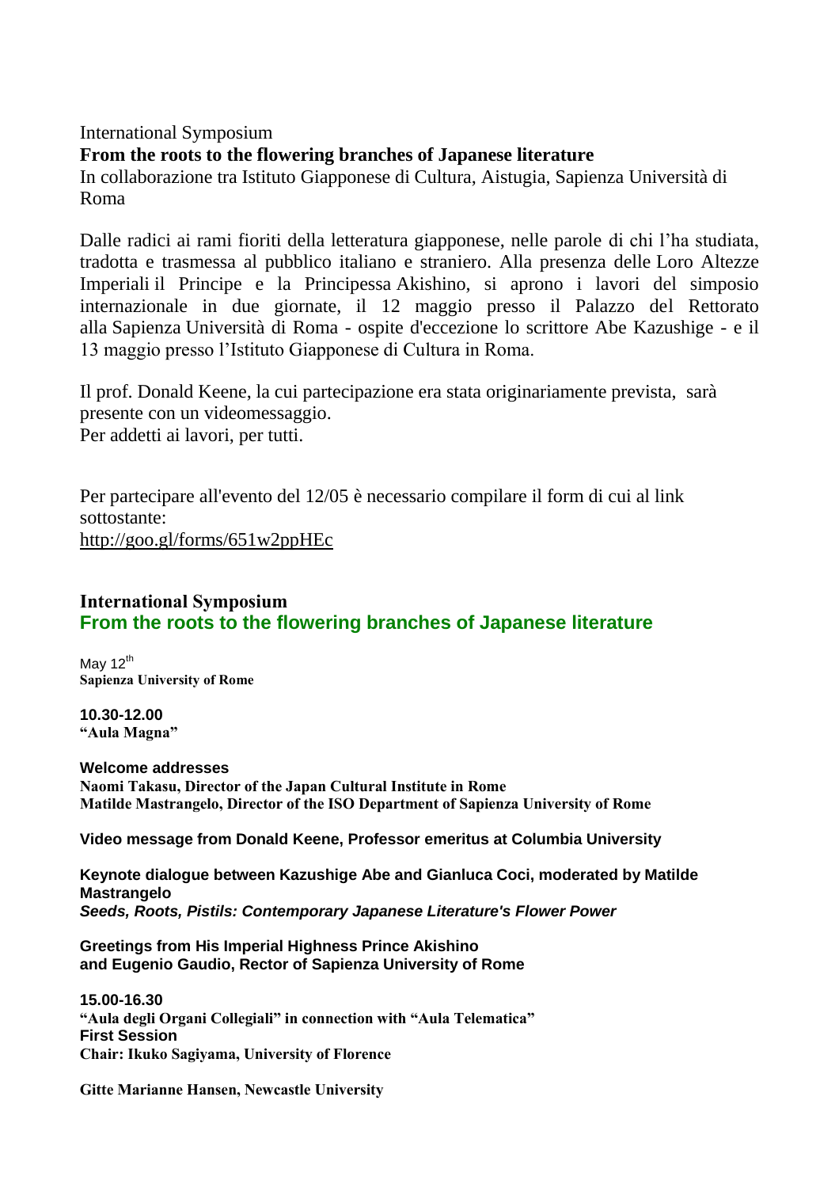International Symposium

**From the roots to the flowering branches of Japanese literature**

In collaborazione tra Istituto Giapponese di Cultura, Aistugia, Sapienza Università di Roma

Dalle radici ai rami fioriti della letteratura giapponese, nelle parole di chi l'ha studiata, tradotta e trasmessa al pubblico italiano e straniero. Alla presenza delle Loro Altezze Imperiali il Principe e la Principessa Akishino, si aprono i lavori del simposio internazionale in due giornate, il 12 maggio presso il Palazzo del Rettorato alla Sapienza Università di Roma - ospite d'eccezione lo scrittore Abe Kazushige - e il 13 maggio presso l'Istituto Giapponese di Cultura in Roma.

Il prof. Donald Keene, la cui partecipazione era stata originariamente prevista, sarà presente con un videomessaggio.
Per addetti ai lavori, per tutti.

Per partecipare all'evento del 12/05 è necessario compilare il form di cui al link sottostante:
http://goo.gl/forms/651w2ppHEc

## International Symposium
## From the roots to the flowering branches of Japanese literature

May 12th
**Sapienza University of Rome**

**10.30-12.00**
**"Aula Magna"**

**Welcome addresses**
**Naomi Takasu, Director of the Japan Cultural Institute in Rome**
**Matilde Mastrangelo, Director of the ISO Department of Sapienza University of Rome**

**Video message from Donald Keene, Professor emeritus at Columbia University**

**Keynote dialogue between Kazushige Abe and Gianluca Coci, moderated by Matilde Mastrangelo**
***Seeds, Roots, Pistils: Contemporary Japanese Literature's Flower Power***

**Greetings from His Imperial Highness Prince Akishino**
**and Eugenio Gaudio, Rector of Sapienza University of Rome**

**15.00-16.30**
**"Aula degli Organi Collegiali" in connection with "Aula Telematica"**
**First Session**
**Chair: Ikuko Sagiyama, University of Florence**

**Gitte Marianne Hansen, Newcastle University**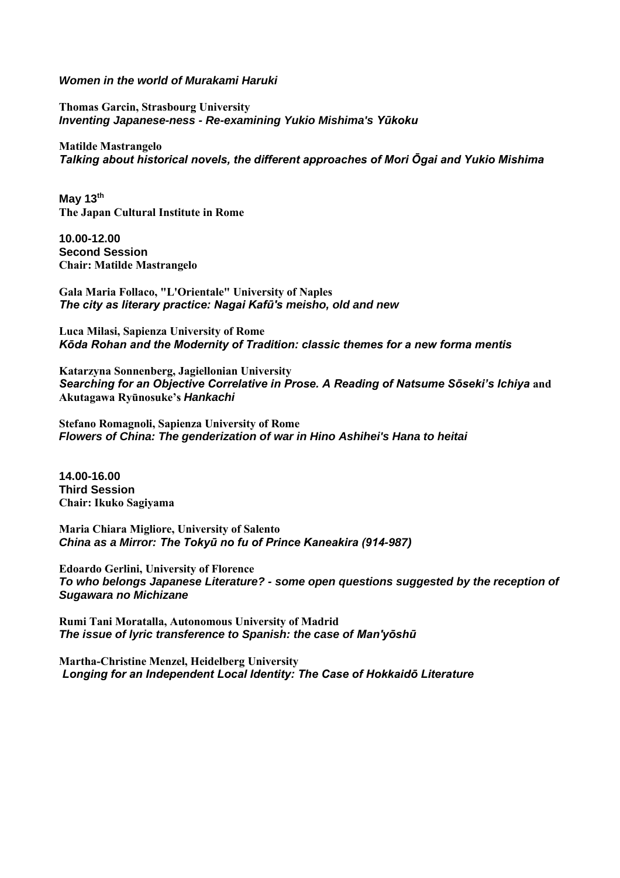***Women in the world of Murakami Haruki***

**Thomas Garcin, Strasbourg University**
***Inventing Japanese-ness - Re-examining Yukio Mishima's Yūkoku***

**Matilde Mastrangelo**
***Talking about historical novels, the different approaches of Mori Ōgai and Yukio Mishima***

**May 13th**
**The Japan Cultural Institute in Rome**

**10.00-12.00**
**Second Session**
**Chair: Matilde Mastrangelo**

**Gala Maria Follaco, "L'Orientale" University of Naples**
***The city as literary practice: Nagai Kafū's meisho, old and new***

**Luca Milasi, Sapienza University of Rome**
***Kōda Rohan and the Modernity of Tradition: classic themes for a new forma mentis***

**Katarzyna Sonnenberg, Jagiellonian University**
***Searching for an Objective Correlative in Prose. A Reading of Natsume Sōseki's Ichiya* and Akutagawa Ryūnosuke's *Hankachi***

**Stefano Romagnoli, Sapienza University of Rome**
***Flowers of China: The genderization of war in Hino Ashihei's Hana to heitai***

**14.00-16.00**
**Third Session**
**Chair: Ikuko Sagiyama**

**Maria Chiara Migliore, University of Salento**
***China as a Mirror: The Tokyū no fu of Prince Kaneakira (914-987)***

**Edoardo Gerlini, University of Florence**
***To who belongs Japanese Literature? - some open questions suggested by the reception of Sugawara no Michizane***

**Rumi Tani Moratalla, Autonomous University of Madrid**
***The issue of lyric transference to Spanish: the case of Man'yōshū***

**Martha-Christine Menzel, Heidelberg University**
***Longing for an Independent Local Identity: The Case of Hokkaidō Literature***